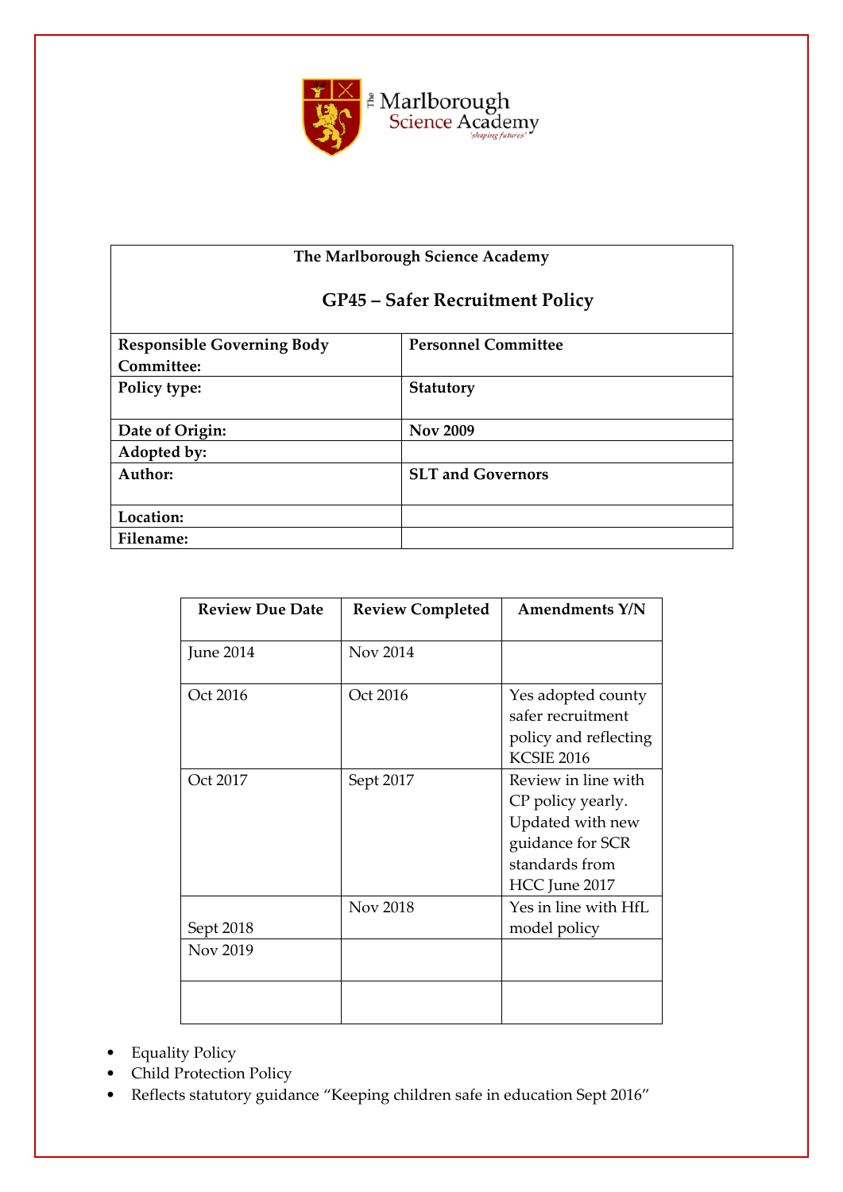The Marlborough Science Academy
*'shaping futures'*

| The Marlborough Science Academy<br><br>**GP45 – Safer Recruitment Policy** | |
|---|---|
| **Responsible Governing Body Committee:** | **Personnel Committee** |
| **Policy type:** | **Statutory** |
| **Date of Origin:** | **Nov 2009** |
| **Adopted by:** | |
| **Author:** | **SLT and Governors** |
| **Location:** | |
| **Filename:** | |

| Review Due Date | Review Completed | Amendments Y/N |
|---|---|---|
| June 2014 | Nov 2014 | |
| Oct 2016 | Oct 2016 | Yes adopted county safer recruitment policy and reflecting KCSIE 2016 |
| Oct 2017 | Sept 2017 | Review in line with CP policy yearly. Updated with new guidance for SCR standards from HCC June 2017 |
| Sept 2018 | Nov 2018 | Yes in line with HfL model policy |
| Nov 2019 | | |
| | | |

- Equality Policy
- Child Protection Policy
- Reflects statutory guidance "Keeping children safe in education Sept 2016"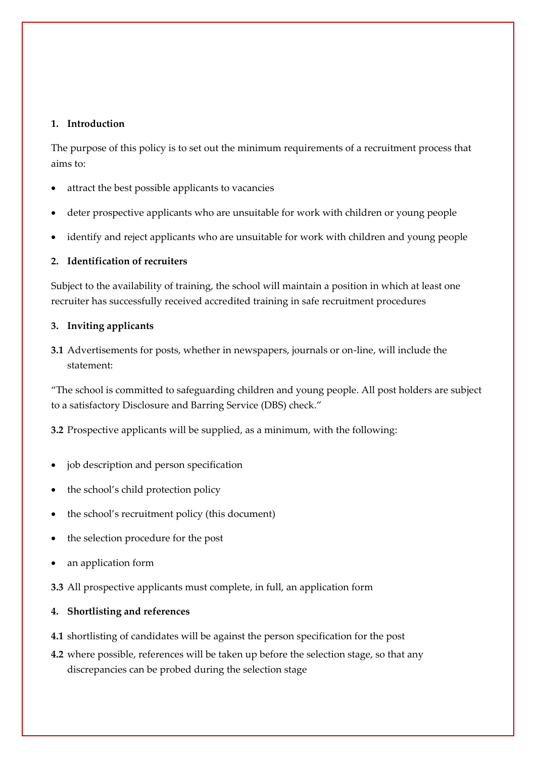**1. Introduction**

The purpose of this policy is to set out the minimum requirements of a recruitment process that aims to:

- attract the best possible applicants to vacancies
- deter prospective applicants who are unsuitable for work with children or young people
- identify and reject applicants who are unsuitable for work with children and young people

**2. Identification of recruiters**

Subject to the availability of training, the school will maintain a position in which at least one recruiter has successfully received accredited training in safe recruitment procedures

**3. Inviting applicants**

**3.1** Advertisements for posts, whether in newspapers, journals or on-line, will include the statement:

"The school is committed to safeguarding children and young people. All post holders are subject to a satisfactory Disclosure and Barring Service (DBS) check."

**3.2** Prospective applicants will be supplied, as a minimum, with the following:

- job description and person specification
- the school's child protection policy
- the school's recruitment policy (this document)
- the selection procedure for the post
- an application form

**3.3** All prospective applicants must complete, in full, an application form

**4. Shortlisting and references**

**4.1** shortlisting of candidates will be against the person specification for the post

**4.2** where possible, references will be taken up before the selection stage, so that any discrepancies can be probed during the selection stage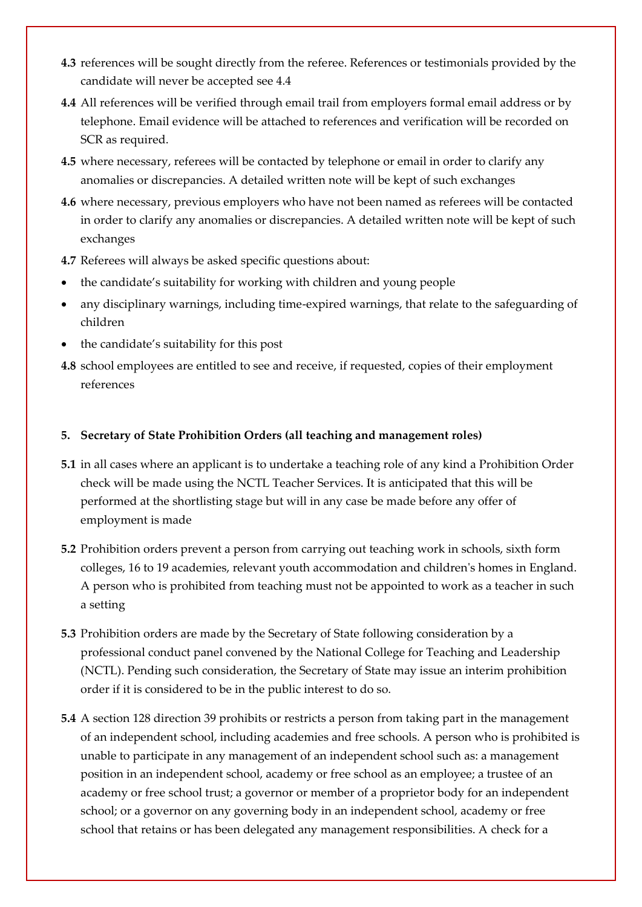**4.3** references will be sought directly from the referee. References or testimonials provided by the candidate will never be accepted see 4.4

**4.4** All references will be verified through email trail from employers formal email address or by telephone. Email evidence will be attached to references and verification will be recorded on SCR as required.

**4.5** where necessary, referees will be contacted by telephone or email in order to clarify any anomalies or discrepancies. A detailed written note will be kept of such exchanges

**4.6** where necessary, previous employers who have not been named as referees will be contacted in order to clarify any anomalies or discrepancies. A detailed written note will be kept of such exchanges

**4.7** Referees will always be asked specific questions about:

- the candidate's suitability for working with children and young people
- any disciplinary warnings, including time-expired warnings, that relate to the safeguarding of children
- the candidate's suitability for this post

**4.8** school employees are entitled to see and receive, if requested, copies of their employment references

**5. Secretary of State Prohibition Orders (all teaching and management roles)**

**5.1** in all cases where an applicant is to undertake a teaching role of any kind a Prohibition Order check will be made using the NCTL Teacher Services. It is anticipated that this will be performed at the shortlisting stage but will in any case be made before any offer of employment is made

**5.2** Prohibition orders prevent a person from carrying out teaching work in schools, sixth form colleges, 16 to 19 academies, relevant youth accommodation and children's homes in England. A person who is prohibited from teaching must not be appointed to work as a teacher in such a setting

**5.3** Prohibition orders are made by the Secretary of State following consideration by a professional conduct panel convened by the National College for Teaching and Leadership (NCTL). Pending such consideration, the Secretary of State may issue an interim prohibition order if it is considered to be in the public interest to do so.

**5.4** A section 128 direction 39 prohibits or restricts a person from taking part in the management of an independent school, including academies and free schools. A person who is prohibited is unable to participate in any management of an independent school such as: a management position in an independent school, academy or free school as an employee; a trustee of an academy or free school trust; a governor or member of a proprietor body for an independent school; or a governor on any governing body in an independent school, academy or free school that retains or has been delegated any management responsibilities. A check for a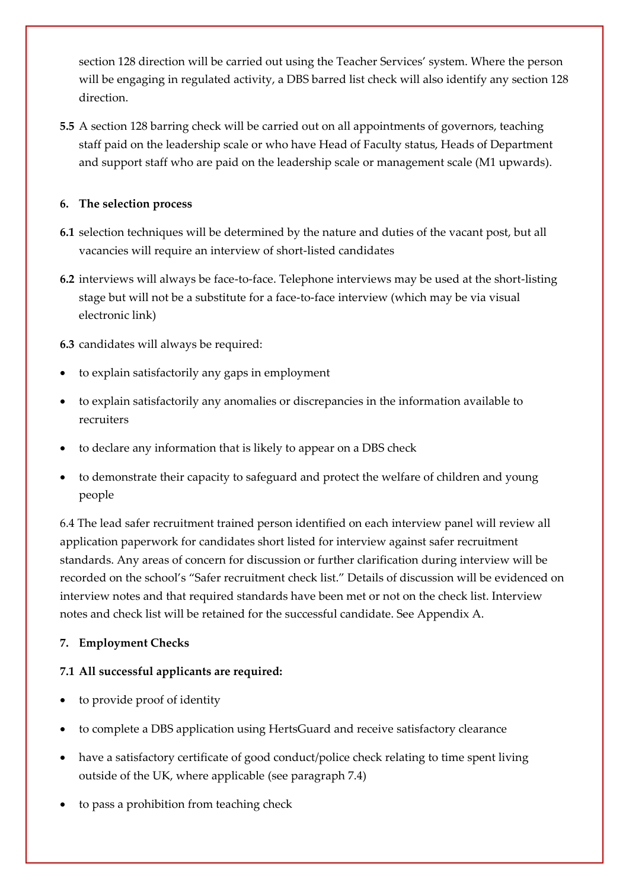section 128 direction will be carried out using the Teacher Services' system. Where the person will be engaging in regulated activity, a DBS barred list check will also identify any section 128 direction.

**5.5** A section 128 barring check will be carried out on all appointments of governors, teaching staff paid on the leadership scale or who have Head of Faculty status, Heads of Department and support staff who are paid on the leadership scale or management scale (M1 upwards).

## 6. The selection process

**6.1** selection techniques will be determined by the nature and duties of the vacant post, but all vacancies will require an interview of short-listed candidates

**6.2** interviews will always be face-to-face. Telephone interviews may be used at the short-listing stage but will not be a substitute for a face-to-face interview (which may be via visual electronic link)

**6.3** candidates will always be required:

- to explain satisfactorily any gaps in employment
- to explain satisfactorily any anomalies or discrepancies in the information available to recruiters
- to declare any information that is likely to appear on a DBS check
- to demonstrate their capacity to safeguard and protect the welfare of children and young people

6.4 The lead safer recruitment trained person identified on each interview panel will review all application paperwork for candidates short listed for interview against safer recruitment standards. Any areas of concern for discussion or further clarification during interview will be recorded on the school's "Safer recruitment check list." Details of discussion will be evidenced on interview notes and that required standards have been met or not on the check list. Interview notes and check list will be retained for the successful candidate. See Appendix A.

## 7. Employment Checks

**7.1 All successful applicants are required:**

- to provide proof of identity
- to complete a DBS application using HertsGuard and receive satisfactory clearance
- have a satisfactory certificate of good conduct/police check relating to time spent living outside of the UK, where applicable (see paragraph 7.4)
- to pass a prohibition from teaching check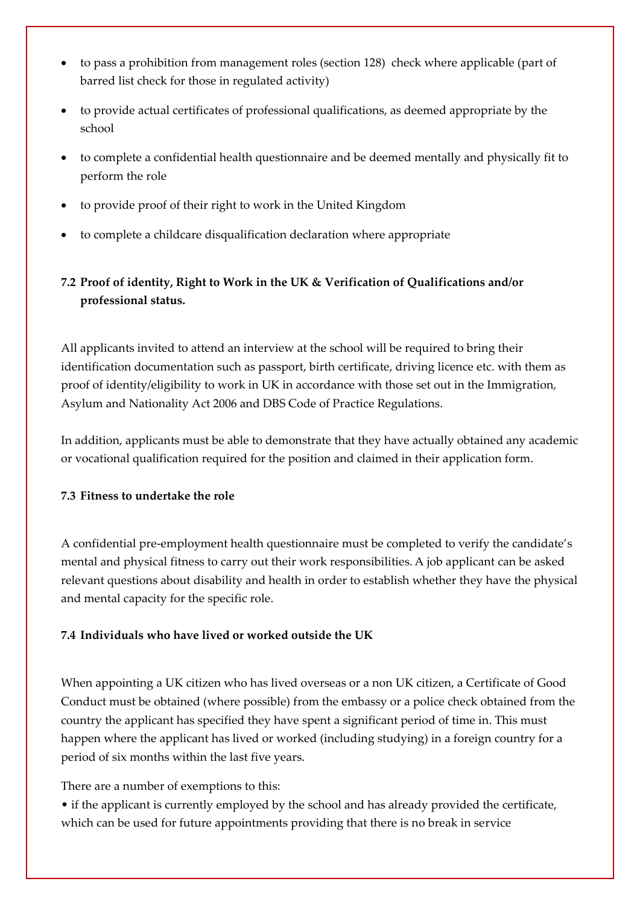- to pass a prohibition from management roles (section 128) check where applicable (part of barred list check for those in regulated activity)
- to provide actual certificates of professional qualifications, as deemed appropriate by the school
- to complete a confidential health questionnaire and be deemed mentally and physically fit to perform the role
- to provide proof of their right to work in the United Kingdom
- to complete a childcare disqualification declaration where appropriate

### 7.2 Proof of identity, Right to Work in the UK & Verification of Qualifications and/or professional status.

All applicants invited to attend an interview at the school will be required to bring their identification documentation such as passport, birth certificate, driving licence etc. with them as proof of identity/eligibility to work in UK in accordance with those set out in the Immigration, Asylum and Nationality Act 2006 and DBS Code of Practice Regulations.

In addition, applicants must be able to demonstrate that they have actually obtained any academic or vocational qualification required for the position and claimed in their application form.

### 7.3 Fitness to undertake the role

A confidential pre-employment health questionnaire must be completed to verify the candidate's mental and physical fitness to carry out their work responsibilities. A job applicant can be asked relevant questions about disability and health in order to establish whether they have the physical and mental capacity for the specific role.

### 7.4 Individuals who have lived or worked outside the UK

When appointing a UK citizen who has lived overseas or a non UK citizen, a Certificate of Good Conduct must be obtained (where possible) from the embassy or a police check obtained from the country the applicant has specified they have spent a significant period of time in. This must happen where the applicant has lived or worked (including studying) in a foreign country for a period of six months within the last five years.

There are a number of exemptions to this:

- if the applicant is currently employed by the school and has already provided the certificate, which can be used for future appointments providing that there is no break in service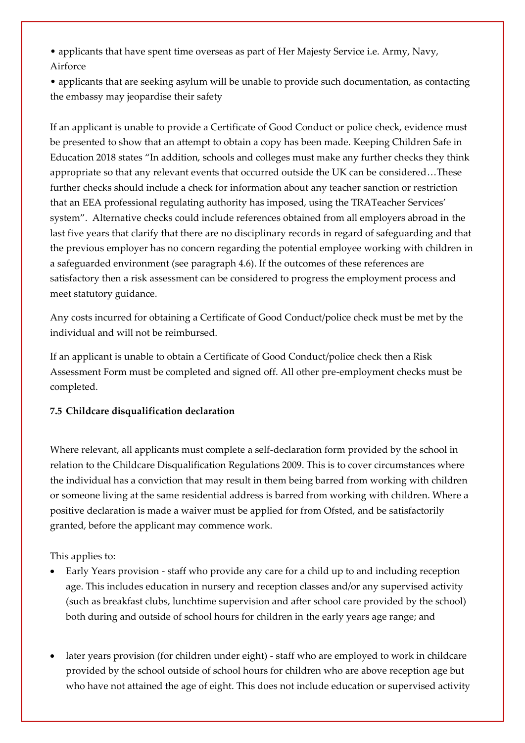- applicants that have spent time overseas as part of Her Majesty Service i.e. Army, Navy, Airforce
- applicants that are seeking asylum will be unable to provide such documentation, as contacting the embassy may jeopardise their safety

If an applicant is unable to provide a Certificate of Good Conduct or police check, evidence must be presented to show that an attempt to obtain a copy has been made. Keeping Children Safe in Education 2018 states "In addition, schools and colleges must make any further checks they think appropriate so that any relevant events that occurred outside the UK can be considered…These further checks should include a check for information about any teacher sanction or restriction that an EEA professional regulating authority has imposed, using the TRATeacher Services' system". Alternative checks could include references obtained from all employers abroad in the last five years that clarify that there are no disciplinary records in regard of safeguarding and that the previous employer has no concern regarding the potential employee working with children in a safeguarded environment (see paragraph 4.6). If the outcomes of these references are satisfactory then a risk assessment can be considered to progress the employment process and meet statutory guidance.

Any costs incurred for obtaining a Certificate of Good Conduct/police check must be met by the individual and will not be reimbursed.

If an applicant is unable to obtain a Certificate of Good Conduct/police check then a Risk Assessment Form must be completed and signed off. All other pre-employment checks must be completed.

### 7.5 Childcare disqualification declaration

Where relevant, all applicants must complete a self-declaration form provided by the school in relation to the Childcare Disqualification Regulations 2009. This is to cover circumstances where the individual has a conviction that may result in them being barred from working with children or someone living at the same residential address is barred from working with children. Where a positive declaration is made a waiver must be applied for from Ofsted, and be satisfactorily granted, before the applicant may commence work.

This applies to:

- Early Years provision - staff who provide any care for a child up to and including reception age. This includes education in nursery and reception classes and/or any supervised activity (such as breakfast clubs, lunchtime supervision and after school care provided by the school) both during and outside of school hours for children in the early years age range; and

- later years provision (for children under eight) - staff who are employed to work in childcare provided by the school outside of school hours for children who are above reception age but who have not attained the age of eight. This does not include education or supervised activity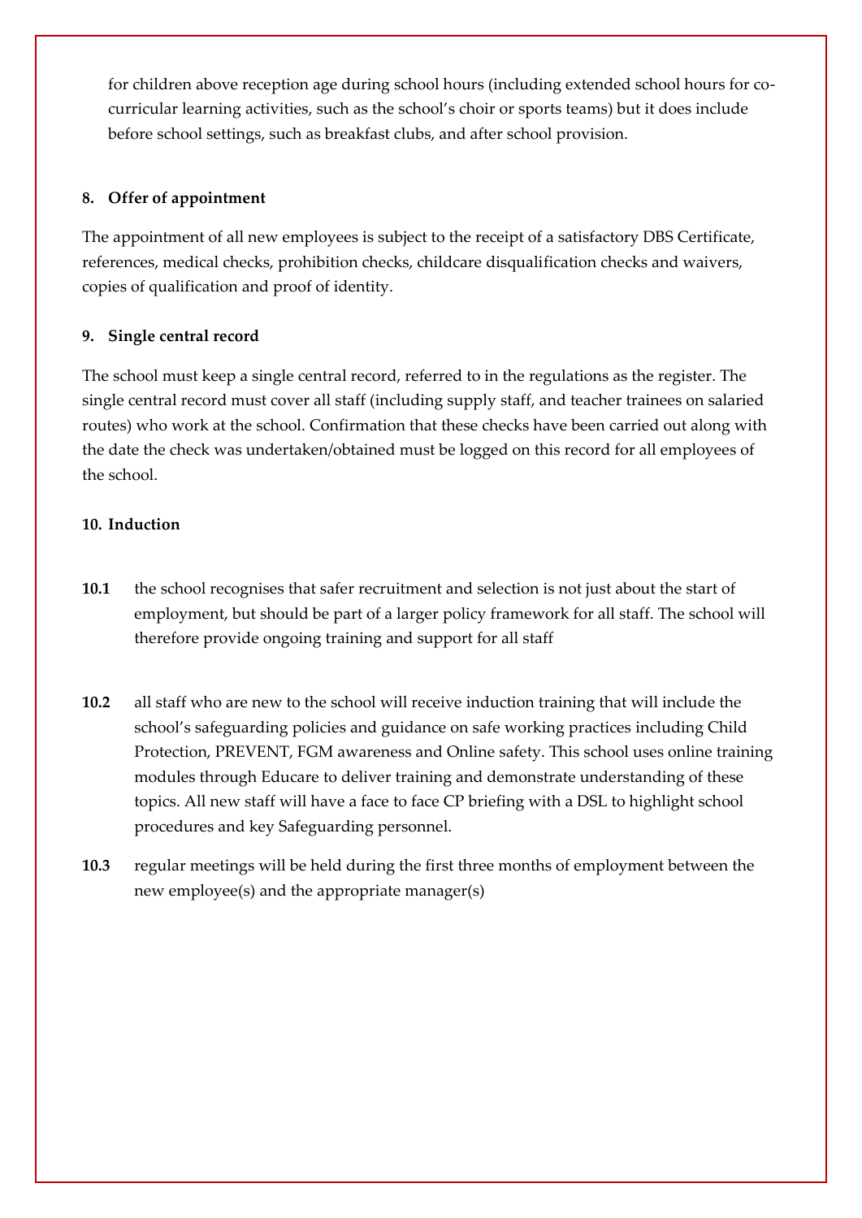for children above reception age during school hours (including extended school hours for co-curricular learning activities, such as the school's choir or sports teams) but it does include before school settings, such as breakfast clubs, and after school provision.

**8. Offer of appointment**

The appointment of all new employees is subject to the receipt of a satisfactory DBS Certificate, references, medical checks, prohibition checks, childcare disqualification checks and waivers, copies of qualification and proof of identity.

**9. Single central record**

The school must keep a single central record, referred to in the regulations as the register. The single central record must cover all staff (including supply staff, and teacher trainees on salaried routes) who work at the school. Confirmation that these checks have been carried out along with the date the check was undertaken/obtained must be logged on this record for all employees of the school.

**10. Induction**

**10.1** the school recognises that safer recruitment and selection is not just about the start of employment, but should be part of a larger policy framework for all staff. The school will therefore provide ongoing training and support for all staff

**10.2** all staff who are new to the school will receive induction training that will include the school's safeguarding policies and guidance on safe working practices including Child Protection, PREVENT, FGM awareness and Online safety. This school uses online training modules through Educare to deliver training and demonstrate understanding of these topics. All new staff will have a face to face CP briefing with a DSL to highlight school procedures and key Safeguarding personnel.

**10.3** regular meetings will be held during the first three months of employment between the new employee(s) and the appropriate manager(s)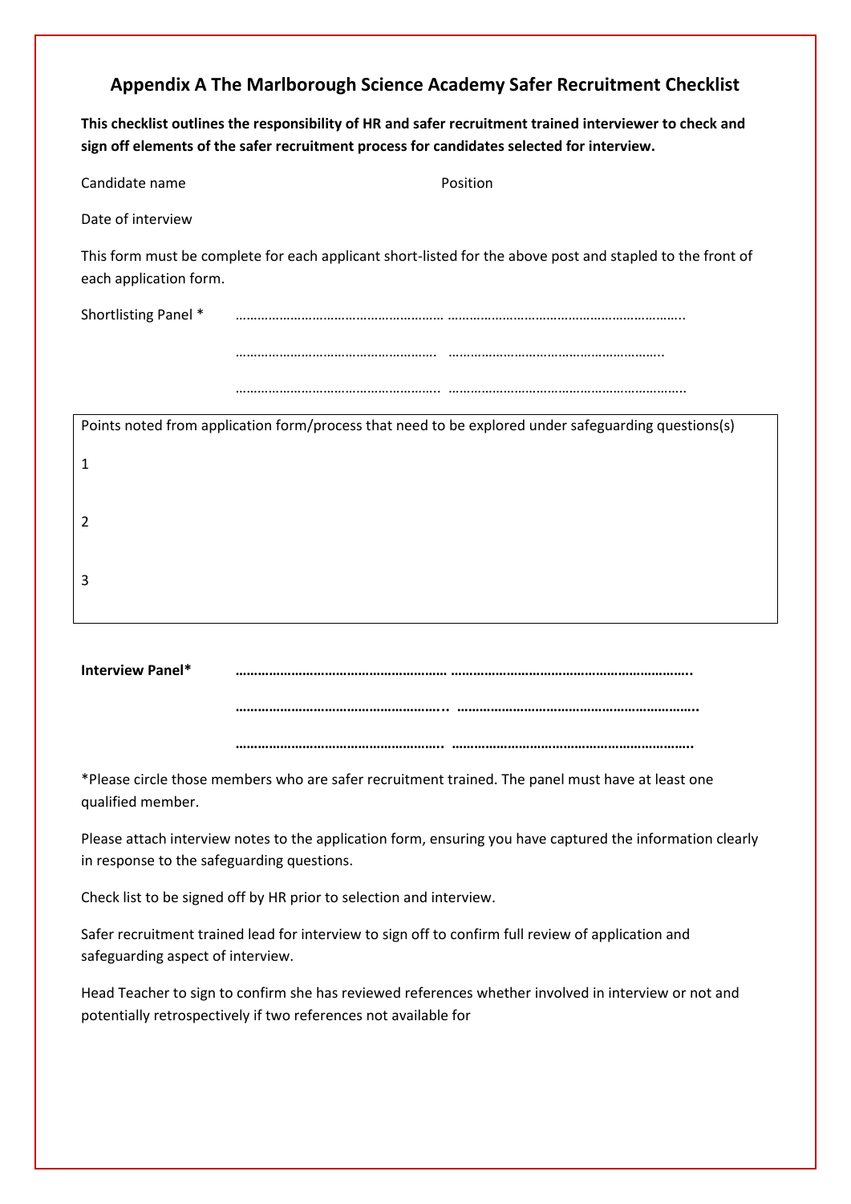## Appendix A The Marlborough Science Academy Safer Recruitment Checklist

**This checklist outlines the responsibility of HR and safer recruitment trained interviewer to check and sign off elements of the safer recruitment process for candidates selected for interview.**

Candidate name                                        Position

Date of interview

This form must be complete for each applicant short-listed for the above post and stapled to the front of each application form.

Shortlisting Panel *     ………………………………………………… …………………………………………………………..

………………………………………………. ………………………………………………….

……………………………………………….. ………………………………………………………..

| Points noted from application form/process that need to be explored under safeguarding questions(s) |
|---|
| 1 |
| 2 |
| 3 |

**Interview Panel*     ………………………………………………… ………………………………………………………..**

**……………………………………………... ………………………………………………………..**

**………………………………………………. ………………………………………………………..**

*Please circle those members who are safer recruitment trained. The panel must have at least one qualified member.

Please attach interview notes to the application form, ensuring you have captured the information clearly in response to the safeguarding questions.

Check list to be signed off by HR prior to selection and interview.

Safer recruitment trained lead for interview to sign off to confirm full review of application and safeguarding aspect of interview.

Head Teacher to sign to confirm she has reviewed references whether involved in interview or not and potentially retrospectively if two references not available for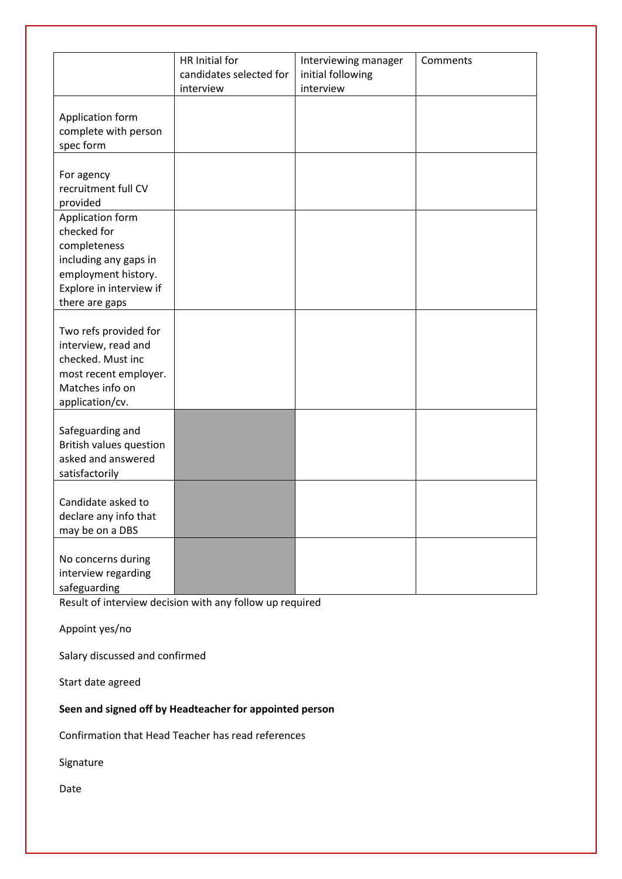| | HR Initial for candidates selected for interview | Interviewing manager initial following interview | Comments |
|---|---|---|---|
| Application form complete with person spec form | | | |
| For agency recruitment full CV provided | | | |
| Application form checked for completeness including any gaps in employment history. Explore in interview if there are gaps | | | |
| Two refs provided for interview, read and checked. Must inc most recent employer. Matches info on application/cv. | | | |
| Safeguarding and British values question asked and answered satisfactorily | | | |
| Candidate asked to declare any info that may be on a DBS | | | |
| No concerns during interview regarding safeguarding | | | |

Result of interview decision with any follow up required

Appoint yes/no

Salary discussed and confirmed

Start date agreed

**Seen and signed off by Headteacher for appointed person**

Confirmation that Head Teacher has read references

Signature

Date